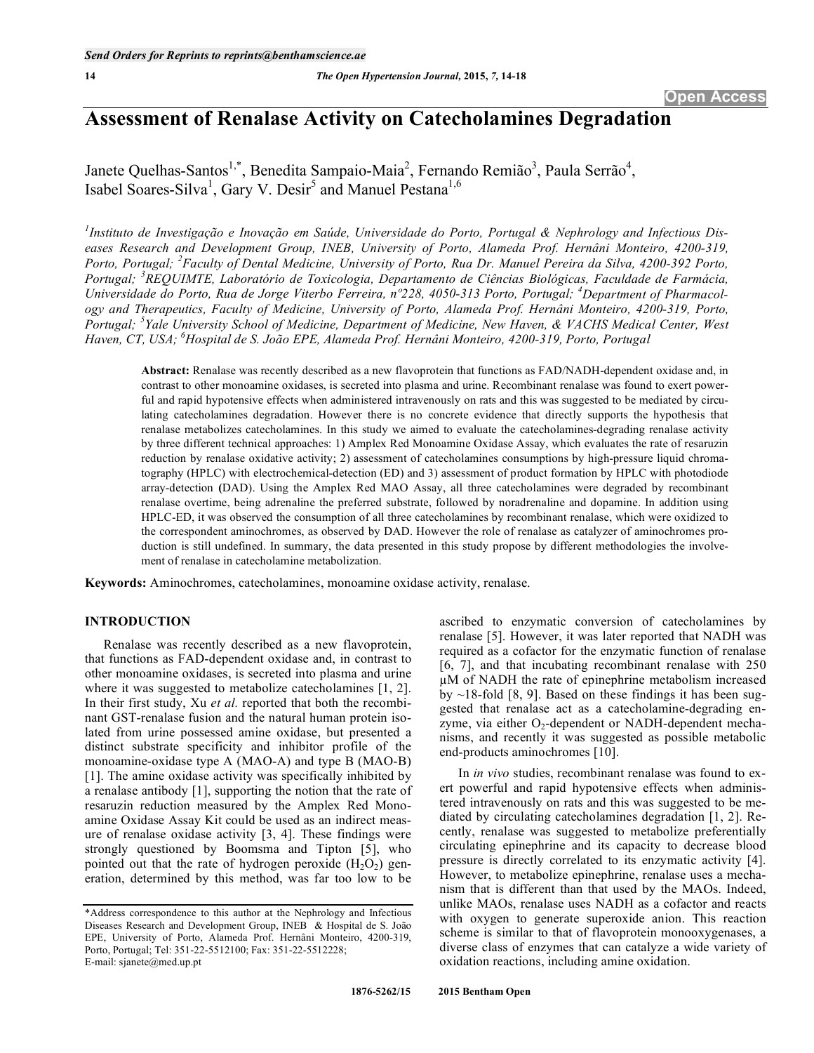# Assessment of Renalase Activity on Catecholamines Degradation

Janete Quelhas-Santos[1,*], Benedita Sampaio-Maia[2], Fernando Remião[3], Paula Serrão[4], Isabel Soares-Silva[1], Gary V. Desir[5] and Manuel Pestana[1,6]

*[1]Instituto de Investigação e Inovação em Saúde, Universidade do Porto, Portugal & Nephrology and Infectious Diseases Research and Development Group, INEB, University of Porto, Alameda Prof. Hernâni Monteiro, 4200-319, Porto, Portugal; [2]Faculty of Dental Medicine, University of Porto, Rua Dr. Manuel Pereira da Silva, 4200-392 Porto, Portugal; [3]REQUIMTE, Laboratório de Toxicologia, Departamento de Ciências Biológicas, Faculdade de Farmácia, Universidade do Porto, Rua de Jorge Viterbo Ferreira, nº228, 4050-313 Porto, Portugal; [4]Department of Pharmacology and Therapeutics, Faculty of Medicine, University of Porto, Alameda Prof. Hernâni Monteiro, 4200-319, Porto, Portugal; [5]Yale University School of Medicine, Department of Medicine, New Haven, & VACHS Medical Center, West Haven, CT, USA; [6]Hospital de S. João EPE, Alameda Prof. Hernâni Monteiro, 4200-319, Porto, Portugal*

**Abstract:** Renalase was recently described as a new flavoprotein that functions as FAD/NADH-dependent oxidase and, in contrast to other monoamine oxidases, is secreted into plasma and urine. Recombinant renalase was found to exert powerful and rapid hypotensive effects when administered intravenously on rats and this was suggested to be mediated by circulating catecholamines degradation. However there is no concrete evidence that directly supports the hypothesis that renalase metabolizes catecholamines. In this study we aimed to evaluate the catecholamines-degrading renalase activity by three different technical approaches: 1) Amplex Red Monoamine Oxidase Assay, which evaluates the rate of resaruzin reduction by renalase oxidative activity; 2) assessment of catecholamines consumptions by high-pressure liquid chromatography (HPLC) with electrochemical-detection (ED) and 3) assessment of product formation by HPLC with photodiode array-detection **(**DAD). Using the Amplex Red MAO Assay, all three catecholamines were degraded by recombinant renalase overtime, being adrenaline the preferred substrate, followed by noradrenaline and dopamine. In addition using HPLC-ED, it was observed the consumption of all three catecholamines by recombinant renalase, which were oxidized to the correspondent aminochromes, as observed by DAD. However the role of renalase as catalyzer of aminochromes production is still undefined. In summary, the data presented in this study propose by different methodologies the involvement of renalase in catecholamine metabolization.

**Keywords:** Aminochromes, catecholamines, monoamine oxidase activity, renalase.

## INTRODUCTION

Renalase was recently described as a new flavoprotein, that functions as FAD-dependent oxidase and, in contrast to other monoamine oxidases, is secreted into plasma and urine where it was suggested to metabolize catecholamines [1, 2]. In their first study, Xu *et al.* reported that both the recombinant GST-renalase fusion and the natural human protein isolated from urine possessed amine oxidase, but presented a distinct substrate specificity and inhibitor profile of the monoamine-oxidase type A (MAO-A) and type B (MAO-B) [1]. The amine oxidase activity was specifically inhibited by a renalase antibody [1], supporting the notion that the rate of resaruzin reduction measured by the Amplex Red Monoamine Oxidase Assay Kit could be used as an indirect measure of renalase oxidase activity [3, 4]. These findings were strongly questioned by Boomsma and Tipton [5], who pointed out that the rate of hydrogen peroxide ($H_2O_2$) generation, determined by this method, was far too low to be ascribed to enzymatic conversion of catecholamines by renalase [5]. However, it was later reported that NADH was required as a cofactor for the enzymatic function of renalase [6, 7], and that incubating recombinant renalase with 250 μM of NADH the rate of epinephrine metabolism increased by ~18-fold [8, 9]. Based on these findings it has been suggested that renalase act as a catecholamine-degrading enzyme, via either $O_2$-dependent or NADH-dependent mechanisms, and recently it was suggested as possible metabolic end-products aminochromes [10].

In *in vivo* studies, recombinant renalase was found to exert powerful and rapid hypotensive effects when administered intravenously on rats and this was suggested to be mediated by circulating catecholamines degradation [1, 2]. Recently, renalase was suggested to metabolize preferentially circulating epinephrine and its capacity to decrease blood pressure is directly correlated to its enzymatic activity [4]. However, to metabolize epinephrine, renalase uses a mechanism that is different than that used by the MAOs. Indeed, unlike MAOs, renalase uses NADH as a cofactor and reacts with oxygen to generate superoxide anion. This reaction scheme is similar to that of flavoprotein monooxygenases, a diverse class of enzymes that can catalyze a wide variety of oxidation reactions, including amine oxidation.

*Address correspondence to this author at the Nephrology and Infectious Diseases Research and Development Group, INEB & Hospital de S. João EPE, University of Porto, Alameda Prof. Hernâni Monteiro, 4200-319, Porto, Portugal; Tel: 351-22-5512100; Fax: 351-22-5512228; E-mail: sjanete@med.up.pt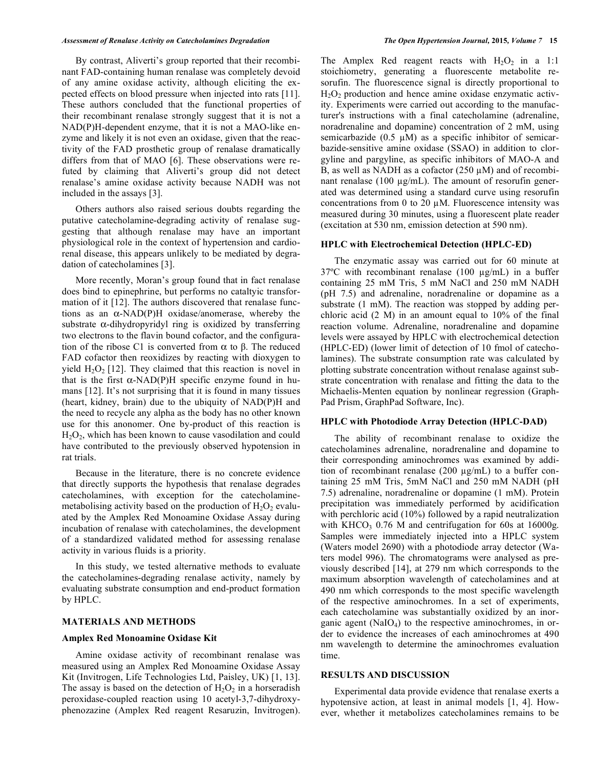By contrast, Aliverti's group reported that their recombinant FAD-containing human renalase was completely devoid of any amine oxidase activity, although eliciting the expected effects on blood pressure when injected into rats [11]. These authors concluded that the functional properties of their recombinant renalase strongly suggest that it is not a NAD(P)H-dependent enzyme, that it is not a MAO-like enzyme and likely it is not even an oxidase, given that the reactivity of the FAD prosthetic group of renalase dramatically differs from that of MAO [6]. These observations were refuted by claiming that Aliverti's group did not detect renalase's amine oxidase activity because NADH was not included in the assays [3].

Others authors also raised serious doubts regarding the putative catecholamine-degrading activity of renalase suggesting that although renalase may have an important physiological role in the context of hypertension and cardiorenal disease, this appears unlikely to be mediated by degradation of catecholamines [3].

More recently, Moran's group found that in fact renalase does bind to epinephrine, but performs no catatlyic transformation of it [12]. The authors discovered that renalase functions as an α-NAD(P)H oxidase/anomerase, whereby the substrate α-dihydropyridyl ring is oxidized by transferring two electrons to the flavin bound cofactor, and the configuration of the ribose C1 is converted from α to β. The reduced FAD cofactor then reoxidizes by reacting with dioxygen to yield $H_2O_2$ [12]. They claimed that this reaction is novel in that is the first α-NAD(P)H specific enzyme found in humans [12]. It's not surprising that it is found in many tissues (heart, kidney, brain) due to the ubiquity of NAD(P)H and the need to recycle any alpha as the body has no other known use for this anonomer. One by-product of this reaction is $H_2O_2$, which has been known to cause vasodilation and could have contributed to the previously observed hypotension in rat trials.

Because in the literature, there is no concrete evidence that directly supports the hypothesis that renalase degrades catecholamines, with exception for the catecholamine-metabolising activity based on the production of $H_2O_2$ evaluated by the Amplex Red Monoamine Oxidase Assay during incubation of renalase with catecholamines, the development of a standardized validated method for assessing renalase activity in various fluids is a priority.

In this study, we tested alternative methods to evaluate the catecholamines-degrading renalase activity, namely by evaluating substrate consumption and end-product formation by HPLC.

## MATERIALS AND METHODS

### Amplex Red Monoamine Oxidase Kit

Amine oxidase activity of recombinant renalase was measured using an Amplex Red Monoamine Oxidase Assay Kit (Invitrogen, Life Technologies Ltd, Paisley, UK) [1, 13]. The assay is based on the detection of $H_2O_2$ in a horseradish peroxidase-coupled reaction using 10 acetyl-3,7-dihydroxyphenozazine (Amplex Red reagent Resaruzin, Invitrogen). The Amplex Red reagent reacts with $H_2O_2$ in a 1:1 stoichiometry, generating a fluorescente metabolite resorufin. The fluorescence signal is directly proportional to $H_2O_2$ production and hence amine oxidase enzymatic activity. Experiments were carried out according to the manufacturer's instructions with a final catecholamine (adrenaline, noradrenaline and dopamine) concentration of 2 mM, using semicarbazide (0.5 µM) as a specific inhibitor of semicarbazide-sensitive amine oxidase (SSAO) in addition to clorgyline and pargyline, as specific inhibitors of MAO-A and B, as well as NADH as a cofactor (250 µM) and of recombinant renalase (100 µg/mL). The amount of resorufin generated was determined using a standard curve using resorufin concentrations from 0 to 20 µM. Fluorescence intensity was measured during 30 minutes, using a fluorescent plate reader (excitation at 530 nm, emission detection at 590 nm).

### HPLC with Electrochemical Detection (HPLC-ED)

The enzymatic assay was carried out for 60 minute at 37ºC with recombinant renalase (100 µg/mL) in a buffer containing 25 mM Tris, 5 mM NaCl and 250 mM NADH (pH 7.5) and adrenaline, noradrenaline or dopamine as a substrate (1 mM). The reaction was stopped by adding perchloric acid (2 M) in an amount equal to 10% of the final reaction volume. Adrenaline, noradrenaline and dopamine levels were assayed by HPLC with electrochemical detection (HPLC-ED) (lower limit of detection of 10 fmol of catecholamines). The substrate consumption rate was calculated by plotting substrate concentration without renalase against substrate concentration with renalase and fitting the data to the Michaelis-Menten equation by nonlinear regression (GraphPad Prism, GraphPad Software, Inc).

### HPLC with Photodiode Array Detection (HPLC-DAD)

The ability of recombinant renalase to oxidize the catecholamines adrenaline, noradrenaline and dopamine to their corresponding aminochromes was examined by addition of recombinant renalase (200 µg/mL) to a buffer containing 25 mM Tris, 5mM NaCl and 250 mM NADH (pH 7.5) adrenaline, noradrenaline or dopamine (1 mM). Protein precipitation was immediately performed by acidification with perchloric acid (10%) followed by a rapid neutralization with $KHCO_3$ 0.76 M and centrifugation for 60s at 16000g. Samples were immediately injected into a HPLC system (Waters model 2690) with a photodiode array detector (Waters model 996). The chromatograms were analysed as previously described [14], at 279 nm which corresponds to the maximum absorption wavelength of catecholamines and at 490 nm which corresponds to the most specific wavelength of the respective aminochromes. In a set of experiments, each catecholamine was substantially oxidized by an inorganic agent ($NaIO_4$) to the respective aminochromes, in order to evidence the increases of each aminochromes at 490 nm wavelength to determine the aminochromes evaluation time.

## RESULTS AND DISCUSSION

Experimental data provide evidence that renalase exerts a hypotensive action, at least in animal models [1, 4]. However, whether it metabolizes catecholamines remains to be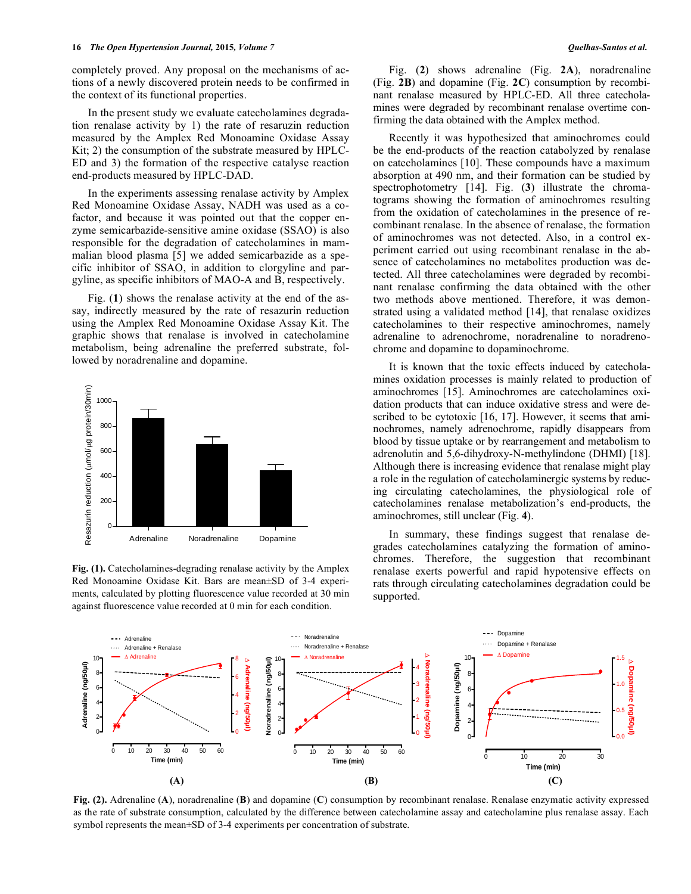completely proved. Any proposal on the mechanisms of actions of a newly discovered protein needs to be confirmed in the context of its functional properties.

In the present study we evaluate catecholamines degradation renalase activity by 1) the rate of resaruzin reduction measured by the Amplex Red Monoamine Oxidase Assay Kit; 2) the consumption of the substrate measured by HPLC-ED and 3) the formation of the respective catalyse reaction end-products measured by HPLC-DAD.

In the experiments assessing renalase activity by Amplex Red Monoamine Oxidase Assay, NADH was used as a cofactor, and because it was pointed out that the copper enzyme semicarbazide-sensitive amine oxidase (SSAO) is also responsible for the degradation of catecholamines in mammalian blood plasma [5] we added semicarbazide as a specific inhibitor of SSAO, in addition to clorgyline and pargyline, as specific inhibitors of MAO-A and B, respectively.

Fig. (**1**) shows the renalase activity at the end of the assay, indirectly measured by the rate of resazurin reduction using the Amplex Red Monoamine Oxidase Assay Kit. The graphic shows that renalase is involved in catecholamine metabolism, being adrenaline the preferred substrate, followed by noradrenaline and dopamine.

**Fig. (1).** Catecholamines-degrading renalase activity by the Amplex Red Monoamine Oxidase Kit. Bars are mean±SD of 3-4 experiments, calculated by plotting fluorescence value recorded at 30 min against fluorescence value recorded at 0 min for each condition.

Fig. (**2**) shows adrenaline (Fig. **2A**), noradrenaline (Fig. **2B**) and dopamine (Fig. **2C**) consumption by recombinant renalase measured by HPLC-ED. All three catecholamines were degraded by recombinant renalase overtime confirming the data obtained with the Amplex method.

Recently it was hypothesized that aminochromes could be the end-products of the reaction catabolyzed by renalase on catecholamines [10]. These compounds have a maximum absorption at 490 nm, and their formation can be studied by spectrophotometry [14]. Fig. (**3**) illustrate the chromatograms showing the formation of aminochromes resulting from the oxidation of catecholamines in the presence of recombinant renalase. In the absence of renalase, the formation of aminochromes was not detected. Also, in a control experiment carried out using recombinant renalase in the absence of catecholamines no metabolites production was detected. All three catecholamines were degraded by recombinant renalase confirming the data obtained with the other two methods above mentioned. Therefore, it was demonstrated using a validated method [14], that renalase oxidizes catecholamines to their respective aminochromes, namely adrenaline to adrenochrome, noradrenaline to noradrenochrome and dopamine to dopaminochrome.

It is known that the toxic effects induced by catecholamines oxidation processes is mainly related to production of aminochromes [15]. Aminochromes are catecholamines oxidation products that can induce oxidative stress and were described to be cytotoxic [16, 17]. However, it seems that aminochromes, namely adrenochrome, rapidly disappears from blood by tissue uptake or by rearrangement and metabolism to adrenolutin and 5,6-dihydroxy-N-methylindone (DHMI) [18]. Although there is increasing evidence that renalase might play a role in the regulation of catecholaminergic systems by reducing circulating catecholamines, the physiological role of catecholamines renalase metabolization's end-products, the aminochromes, still unclear (Fig. **4**).

In summary, these findings suggest that renalase degrades catecholamines catalyzing the formation of aminochromes. Therefore, the suggestion that recombinant renalase exerts powerful and rapid hypotensive effects on rats through circulating catecholamines degradation could be supported.

**Fig. (2).** Adrenaline (**A**), noradrenaline (**B**) and dopamine (**C**) consumption by recombinant renalase. Renalase enzymatic activity expressed as the rate of substrate consumption, calculated by the difference between catecholamine assay and catecholamine plus renalase assay. Each symbol represents the mean±SD of 3-4 experiments per concentration of substrate.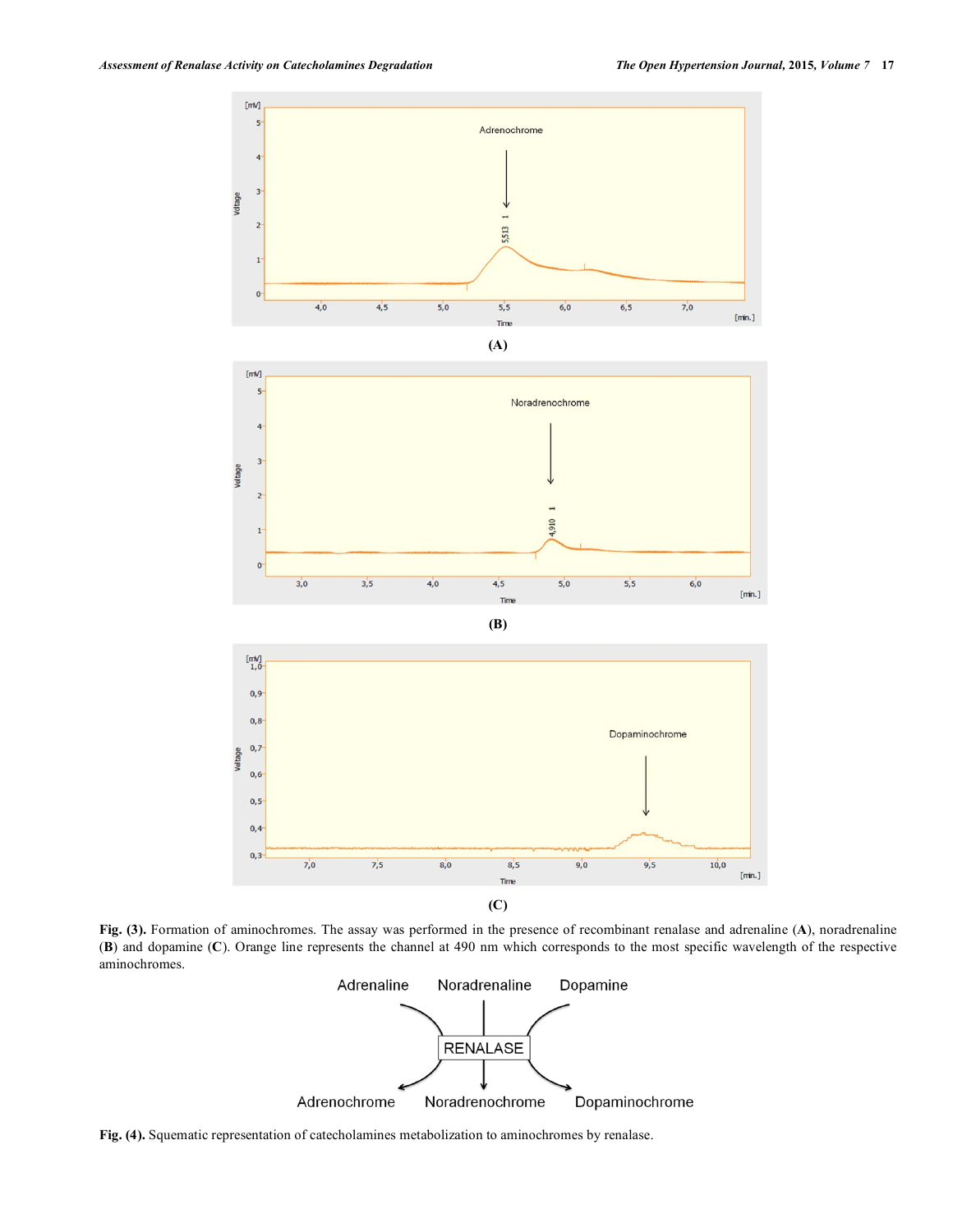**(A)**

**(B)**

**(C)**

**Fig. (3).** Formation of aminochromes. The assay was performed in the presence of recombinant renalase and adrenaline (**A**), noradrenaline (**B**) and dopamine (**C**). Orange line represents the channel at 490 nm which corresponds to the most specific wavelength of the respective aminochromes.

**Fig. (4).** Squematic representation of catecholamines metabolization to aminochromes by renalase.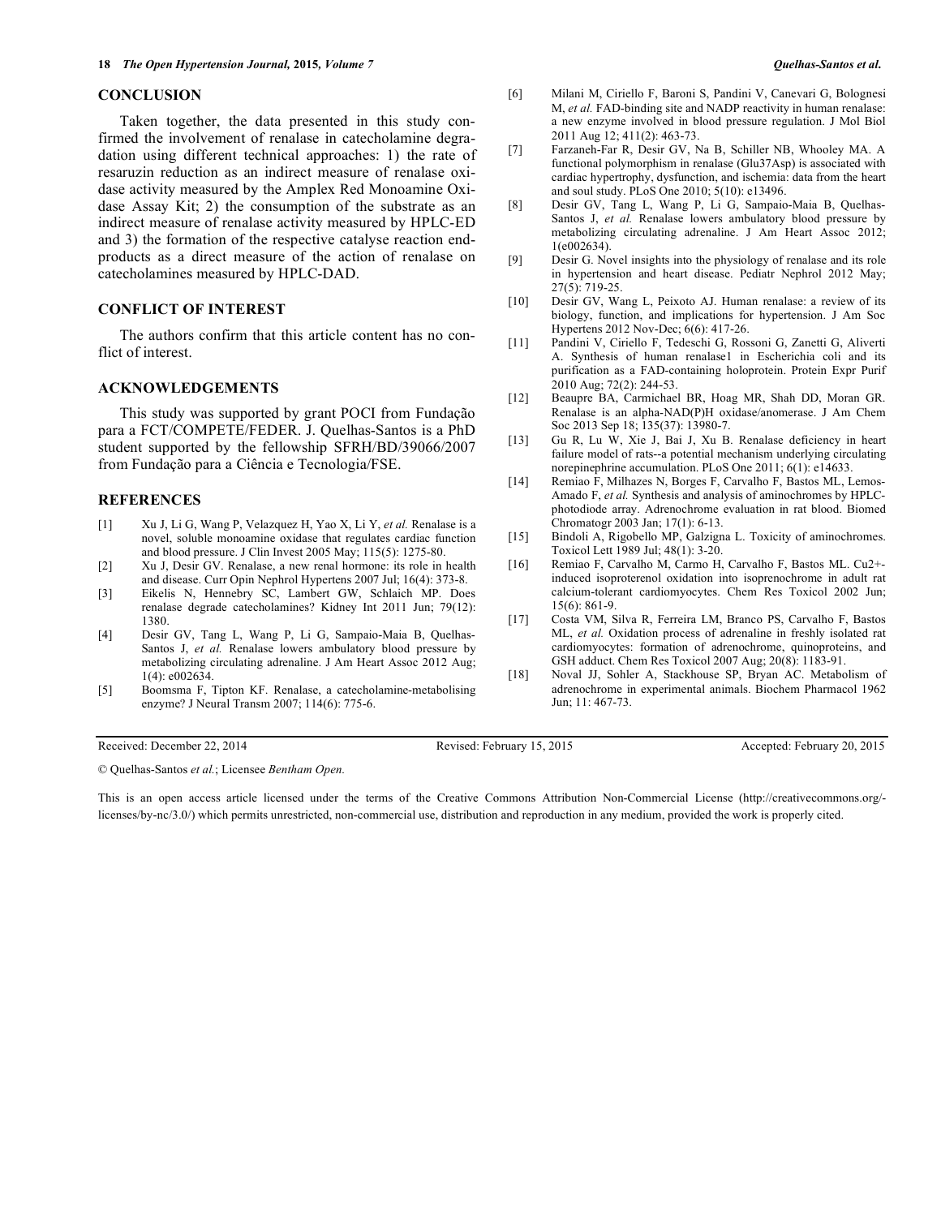## CONCLUSION

Taken together, the data presented in this study confirmed the involvement of renalase in catecholamine degradation using different technical approaches: 1) the rate of resaruzin reduction as an indirect measure of renalase oxidase activity measured by the Amplex Red Monoamine Oxidase Assay Kit; 2) the consumption of the substrate as an indirect measure of renalase activity measured by HPLC-ED and 3) the formation of the respective catalyse reaction end-products as a direct measure of the action of renalase on catecholamines measured by HPLC-DAD.

## CONFLICT OF INTEREST

The authors confirm that this article content has no conflict of interest.

## ACKNOWLEDGEMENTS

This study was supported by grant POCI from Fundação para a FCT/COMPETE/FEDER. J. Quelhas-Santos is a PhD student supported by the fellowship SFRH/BD/39066/2007 from Fundação para a Ciência e Tecnologia/FSE.

## REFERENCES

[1] Xu J, Li G, Wang P, Velazquez H, Yao X, Li Y, *et al.* Renalase is a novel, soluble monoamine oxidase that regulates cardiac function and blood pressure. J Clin Invest 2005 May; 115(5): 1275-80.

[2] Xu J, Desir GV. Renalase, a new renal hormone: its role in health and disease. Curr Opin Nephrol Hypertens 2007 Jul; 16(4): 373-8.

[3] Eikelis N, Hennebry SC, Lambert GW, Schlaich MP. Does renalase degrade catecholamines? Kidney Int 2011 Jun; 79(12): 1380.

[4] Desir GV, Tang L, Wang P, Li G, Sampaio-Maia B, Quelhas-Santos J, *et al.* Renalase lowers ambulatory blood pressure by metabolizing circulating adrenaline. J Am Heart Assoc 2012 Aug; 1(4): e002634.

[5] Boomsma F, Tipton KF. Renalase, a catecholamine-metabolising enzyme? J Neural Transm 2007; 114(6): 775-6.

[6] Milani M, Ciriello F, Baroni S, Pandini V, Canevari G, Bolognesi M, *et al.* FAD-binding site and NADP reactivity in human renalase: a new enzyme involved in blood pressure regulation. J Mol Biol 2011 Aug 12; 411(2): 463-73.

[7] Farzaneh-Far R, Desir GV, Na B, Schiller NB, Whooley MA. A functional polymorphism in renalase (Glu37Asp) is associated with cardiac hypertrophy, dysfunction, and ischemia: data from the heart and soul study. PLoS One 2010; 5(10): e13496.

[8] Desir GV, Tang L, Wang P, Li G, Sampaio-Maia B, Quelhas-Santos J, *et al.* Renalase lowers ambulatory blood pressure by metabolizing circulating adrenaline. J Am Heart Assoc 2012; 1(e002634).

[9] Desir G. Novel insights into the physiology of renalase and its role in hypertension and heart disease. Pediatr Nephrol 2012 May; 27(5): 719-25.

[10] Desir GV, Wang L, Peixoto AJ. Human renalase: a review of its biology, function, and implications for hypertension. J Am Soc Hypertens 2012 Nov-Dec; 6(6): 417-26.

[11] Pandini V, Ciriello F, Tedeschi G, Rossoni G, Zanetti G, Aliverti A. Synthesis of human renalase1 in Escherichia coli and its purification as a FAD-containing holoprotein. Protein Expr Purif 2010 Aug; 72(2): 244-53.

[12] Beaupre BA, Carmichael BR, Hoag MR, Shah DD, Moran GR. Renalase is an alpha-NAD(P)H oxidase/anomerase. J Am Chem Soc 2013 Sep 18; 135(37): 13980-7.

[13] Gu R, Lu W, Xie J, Bai J, Xu B. Renalase deficiency in heart failure model of rats--a potential mechanism underlying circulating norepinephrine accumulation. PLoS One 2011; 6(1): e14633.

[14] Remiao F, Milhazes N, Borges F, Carvalho F, Bastos ML, Lemos-Amado F, *et al.* Synthesis and analysis of aminochromes by HPLC-photodiode array. Adrenochrome evaluation in rat blood. Biomed Chromatogr 2003 Jan; 17(1): 6-13.

[15] Bindoli A, Rigobello MP, Galzigna L. Toxicity of aminochromes. Toxicol Lett 1989 Jul; 48(1): 3-20.

[16] Remiao F, Carvalho M, Carmo H, Carvalho F, Bastos ML. Cu2+-induced isoproterenol oxidation into isoprenochrome in adult rat calcium-tolerant cardiomyocytes. Chem Res Toxicol 2002 Jun; 15(6): 861-9.

[17] Costa VM, Silva R, Ferreira LM, Branco PS, Carvalho F, Bastos ML, *et al.* Oxidation process of adrenaline in freshly isolated rat cardiomyocytes: formation of adrenochrome, quinoproteins, and GSH adduct. Chem Res Toxicol 2007 Aug; 20(8): 1183-91.

[18] Noval JJ, Sohler A, Stackhouse SP, Bryan AC. Metabolism of adrenochrome in experimental animals. Biochem Pharmacol 1962 Jun; 11: 467-73.

Received: December 22, 2014 Revised: February 15, 2015 Accepted: February 20, 2015

© Quelhas-Santos *et al.*; Licensee *Bentham Open.*

This is an open access article licensed under the terms of the Creative Commons Attribution Non-Commercial License (http://creativecommons.org/-licenses/by-nc/3.0/) which permits unrestricted, non-commercial use, distribution and reproduction in any medium, provided the work is properly cited.